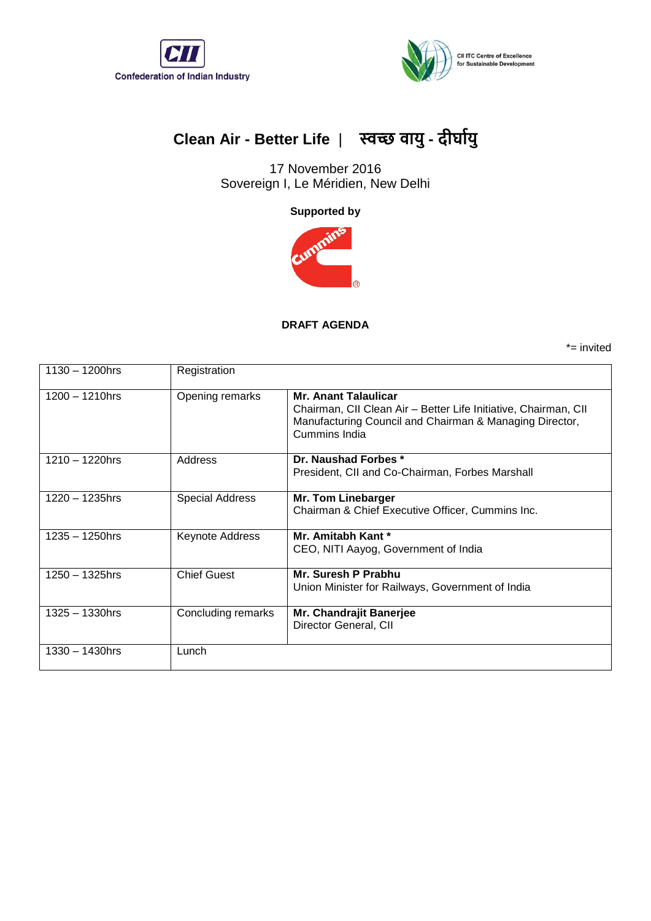Confederation of Indian Industry

CII ITC Centre of Excellence for Sustainable Development

# Clean Air - Better Life | स्वच्छ वायु - दीर्घायु

17 November 2016
Sovereign I, Le Méridien, New Delhi

**Supported by**

Cummins

**DRAFT AGENDA**

*= invited

| | | |
|---|---|---|
| 1130 – 1200hrs | Registration | |
| 1200 – 1210hrs | Opening remarks | **Mr. Anant Talaulicar**<br>Chairman, CII Clean Air – Better Life Initiative, Chairman, CII Manufacturing Council and Chairman & Managing Director, Cummins India |
| 1210 – 1220hrs | Address | **Dr. Naushad Forbes ***<br>President, CII and Co-Chairman, Forbes Marshall |
| 1220 – 1235hrs | Special Address | **Mr. Tom Linebarger**<br>Chairman & Chief Executive Officer, Cummins Inc. |
| 1235 – 1250hrs | Keynote Address | **Mr. Amitabh Kant ***<br>CEO, NITI Aayog, Government of India |
| 1250 – 1325hrs | Chief Guest | **Mr. Suresh P Prabhu**<br>Union Minister for Railways, Government of India |
| 1325 – 1330hrs | Concluding remarks | **Mr. Chandrajit Banerjee**<br>Director General, CII |
| 1330 – 1430hrs | Lunch | |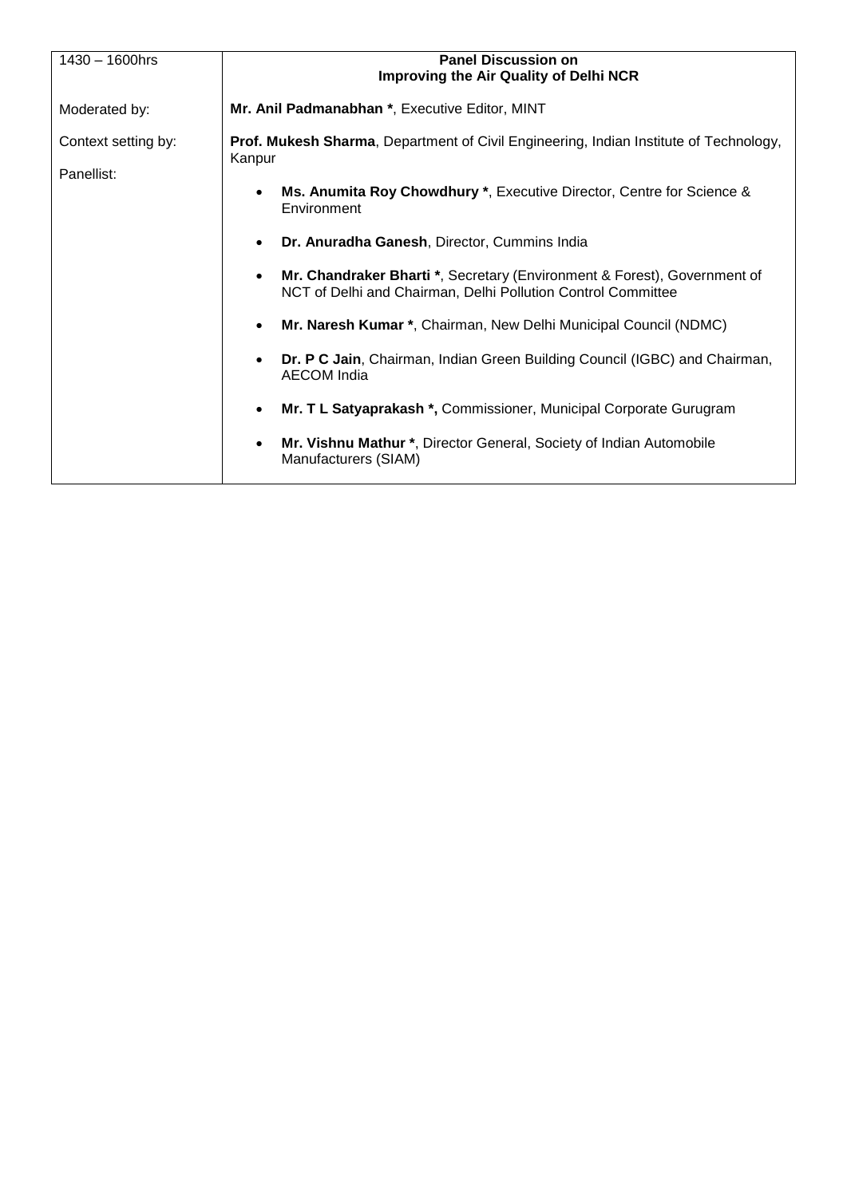| | |
|---|---|
| 1430 – 1600hrs | **Panel Discussion on Improving the Air Quality of Delhi NCR** |
| Moderated by: | **Mr. Anil Padmanabhan ***, Executive Editor, MINT |
| Context setting by: | **Prof. Mukesh Sharma**, Department of Civil Engineering, Indian Institute of Technology, Kanpur |
| Panellist: | • **Ms. Anumita Roy Chowdhury ***, Executive Director, Centre for Science & Environment<br>• **Dr. Anuradha Ganesh**, Director, Cummins India<br>• **Mr. Chandraker Bharti ***, Secretary (Environment & Forest), Government of NCT of Delhi and Chairman, Delhi Pollution Control Committee<br>• **Mr. Naresh Kumar ***, Chairman, New Delhi Municipal Council (NDMC)<br>• **Dr. P C Jain**, Chairman, Indian Green Building Council (IGBC) and Chairman, AECOM India<br>• **Mr. T L Satyaprakash *,** Commissioner, Municipal Corporate Gurugram<br>• **Mr. Vishnu Mathur ***, Director General, Society of Indian Automobile Manufacturers (SIAM) |